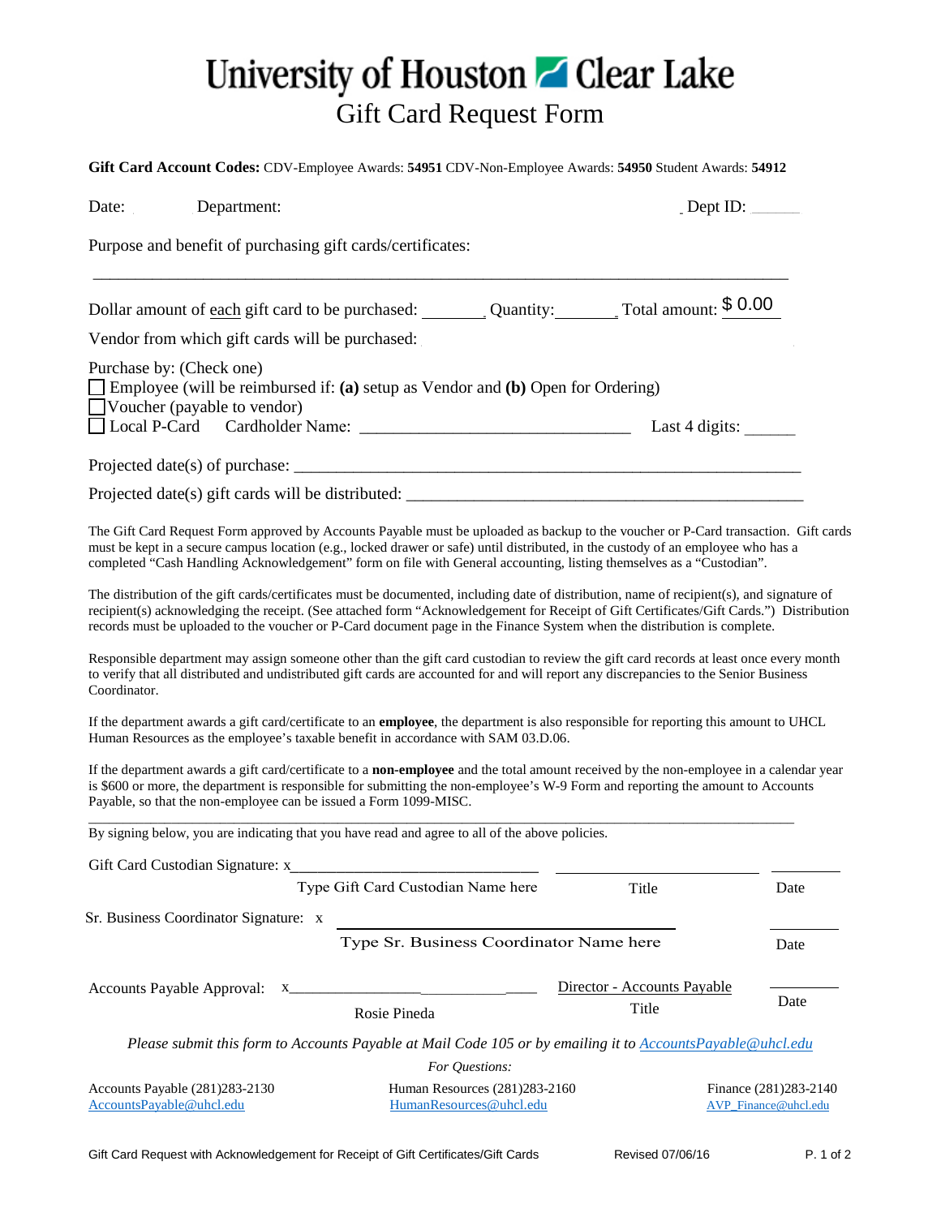# University of Houston Clear Lake

## Gift Card Request Form

**Gift Card Account Codes:** CDV-Employee Awards: **54951** CDV-Non-Employee Awards: **54950** Student Awards: **54912**

Date: Department: Dept ID: ______

Purpose and benefit of purchasing gift cards/certificates:

_______________________________________________________________________________

Dollar amount of each gift card to be purchased: _______ Quantity:_______ Total amount: $ 0.00

Vendor from which gift cards will be purchased:

Purchase by: (Check one)

- ☐ Employee (will be reimbursed if: **(a)** setup as Vendor and **(b)** Open for Ordering)
- ☐ Voucher (payable to vendor)
- ☐ Local P-Card Cardholder Name: _______________________________ Last 4 digits: ______

Projected date(s) of purchase: ____________________________________________________________

Projected date(s) gift cards will be distributed: _____________________________________________

The Gift Card Request Form approved by Accounts Payable must be uploaded as backup to the voucher or P-Card transaction. Gift cards must be kept in a secure campus location (e.g., locked drawer or safe) until distributed, in the custody of an employee who has a completed "Cash Handling Acknowledgement" form on file with General accounting, listing themselves as a "Custodian".

The distribution of the gift cards/certificates must be documented, including date of distribution, name of recipient(s), and signature of recipient(s) acknowledging the receipt. (See attached form "Acknowledgement for Receipt of Gift Certificates/Gift Cards.") Distribution records must be uploaded to the voucher or P-Card document page in the Finance System when the distribution is complete.

Responsible department may assign someone other than the gift card custodian to review the gift card records at least once every month to verify that all distributed and undistributed gift cards are accounted for and will report any discrepancies to the Senior Business Coordinator.

If the department awards a gift card/certificate to an **employee**, the department is also responsible for reporting this amount to UHCL Human Resources as the employee's taxable benefit in accordance with SAM 03.D.06.

If the department awards a gift card/certificate to a **non-employee** and the total amount received by the non-employee in a calendar year is $600 or more, the department is responsible for submitting the non-employee's W-9 Form and reporting the amount to Accounts Payable, so that the non-employee can be issued a Form 1099-MISC.

By signing below, you are indicating that you have read and agree to all of the above policies.

Gift Card Custodian Signature: x______________________________ ______________________ __________

Type Gift Card Custodian Name here | Title | Date

Sr. Business Coordinator Signature: x ______________________________ __________

Type Sr. Business Coordinator Name here | Date

Accounts Payable Approval: x______________________________ Director - Accounts Payable __________

Rosie Pineda | Title | Date

*Please submit this form to Accounts Payable at Mail Code 105 or by emailing it to AccountsPayable@uhcl.edu*

*For Questions:*

| Accounts Payable (281)283-2130 | Human Resources (281)283-2160 | Finance (281)283-2140 |
|---|---|---|
| AccountsPayable@uhcl.edu | HumanResources@uhcl.edu | AVP_Finance@uhcl.edu |

Gift Card Request with Acknowledgement for Receipt of Gift Certificates/Gift Cards Revised 07/06/16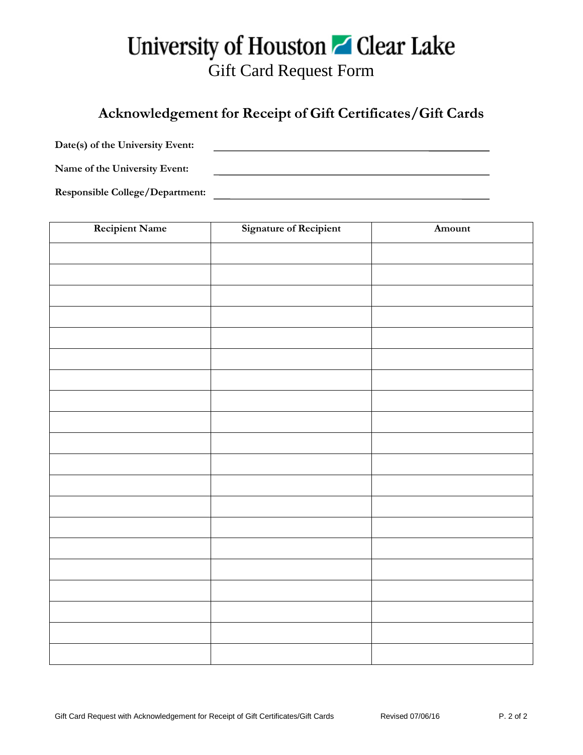# University of Houston Clear Lake

Gift Card Request Form

## Acknowledgement for Receipt of Gift Certificates/Gift Cards

**Date(s) of the University Event:** ______________________________

**Name of the University Event:** ______________________________

**Responsible College/Department:** ______________________________

| Recipient Name | Signature of Recipient | Amount |
|---|---|---|
| | | |
| | | |
| | | |
| | | |
| | | |
| | | |
| | | |
| | | |
| | | |
| | | |
| | | |
| | | |
| | | |
| | | |
| | | |
| | | |
| | | |
| | | |
| | | |
| | | |

Gift Card Request with Acknowledgement for Receipt of Gift Certificates/Gift Cards Revised 07/06/16